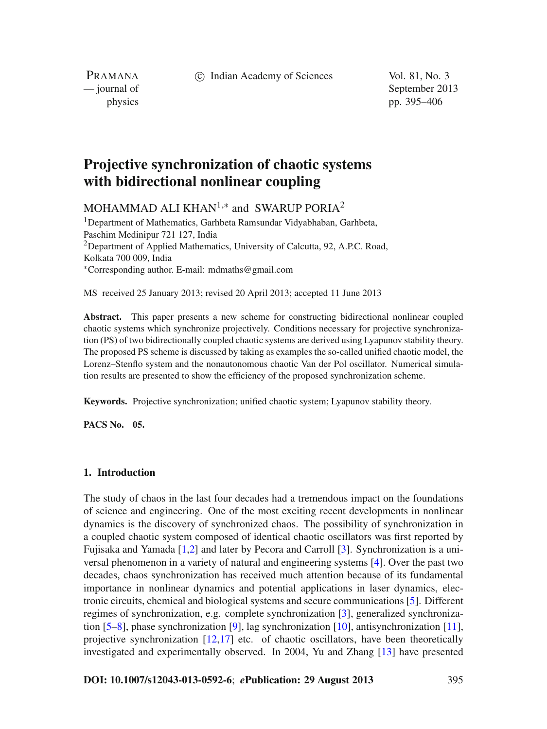# Projective synchronization of chaotic systems with bidirectional nonlinear coupling

MOHAMMAD ALI KHAN[1,*] and SWARUP PORIA[2]

[1]Department of Mathematics, Garhbeta Ramsundar Vidyabhaban, Garhbeta, Paschim Medinipur 721 127, India
[2]Department of Applied Mathematics, University of Calcutta, 92, A.P.C. Road, Kolkata 700 009, India
[*]Corresponding author. E-mail: mdmaths@gmail.com

MS received 25 January 2013; revised 20 April 2013; accepted 11 June 2013

**Abstract.** This paper presents a new scheme for constructing bidirectional nonlinear coupled chaotic systems which synchronize projectively. Conditions necessary for projective synchronization (PS) of two bidirectionally coupled chaotic systems are derived using Lyapunov stability theory. The proposed PS scheme is discussed by taking as examples the so-called unified chaotic model, the Lorenz–Stenflo system and the nonautonomous chaotic Van der Pol oscillator. Numerical simulation results are presented to show the efficiency of the proposed synchronization scheme.

**Keywords.** Projective synchronization; unified chaotic system; Lyapunov stability theory.

**PACS No.** 05.

## 1. Introduction

The study of chaos in the last four decades had a tremendous impact on the foundations of science and engineering. One of the most exciting recent developments in nonlinear dynamics is the discovery of synchronized chaos. The possibility of synchronization in a coupled chaotic system composed of identical chaotic oscillators was first reported by Fujisaka and Yamada [1,2] and later by Pecora and Carroll [3]. Synchronization is a universal phenomenon in a variety of natural and engineering systems [4]. Over the past two decades, chaos synchronization has received much attention because of its fundamental importance in nonlinear dynamics and potential applications in laser dynamics, electronic circuits, chemical and biological systems and secure communications [5]. Different regimes of synchronization, e.g. complete synchronization [3], generalized synchronization [5–8], phase synchronization [9], lag synchronization [10], antisynchronization [11], projective synchronization [12,17] etc. of chaotic oscillators, have been theoretically investigated and experimentally observed. In 2004, Yu and Zhang [13] have presented

**DOI: 10.1007/s12043-013-0592-6**; ***e*Publication: 29 August 2013**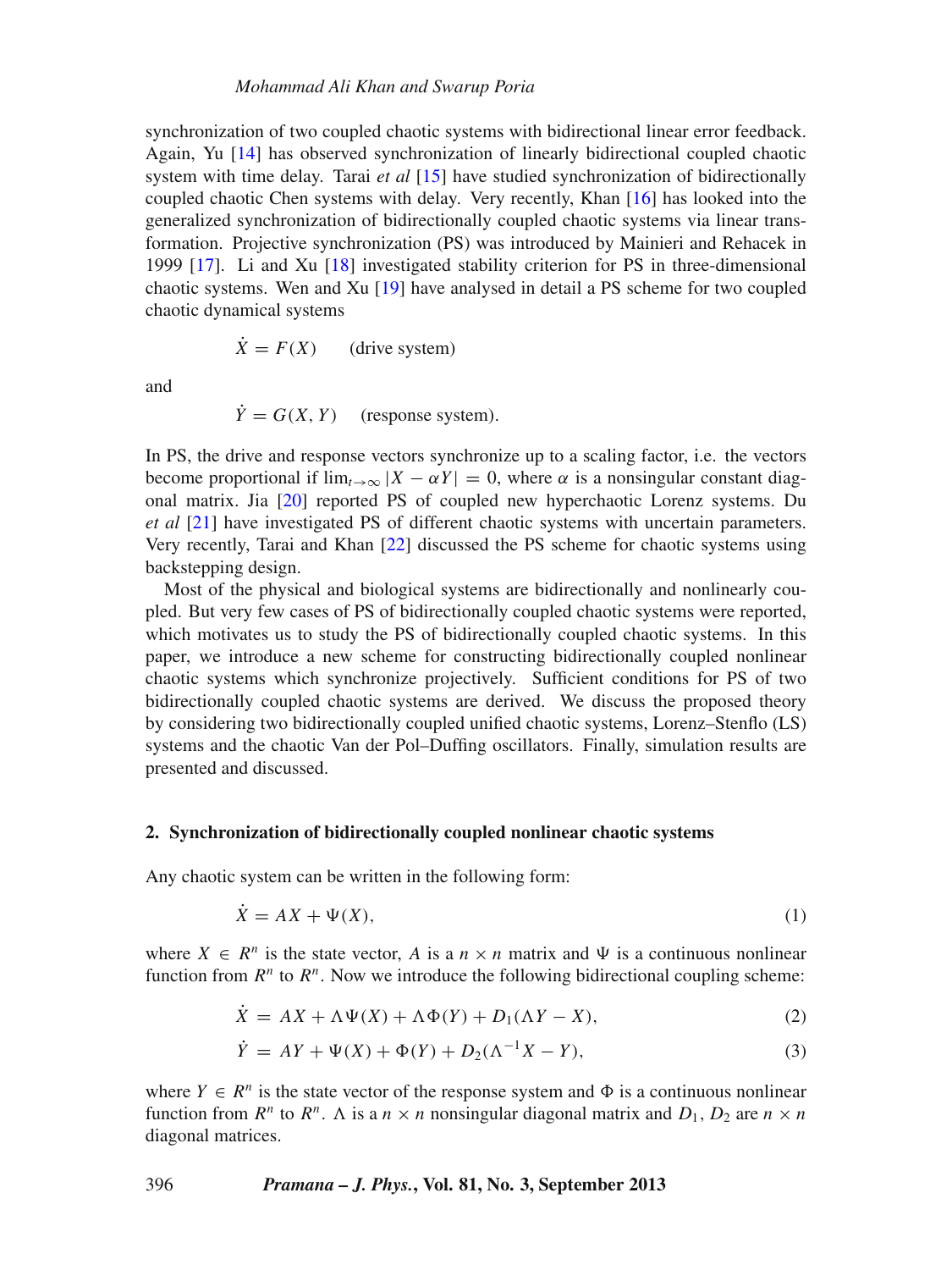synchronization of two coupled chaotic systems with bidirectional linear error feedback. Again, Yu [14] has observed synchronization of linearly bidirectional coupled chaotic system with time delay. Tarai *et al* [15] have studied synchronization of bidirectionally coupled chaotic Chen systems with delay. Very recently, Khan [16] has looked into the generalized synchronization of bidirectionally coupled chaotic systems via linear transformation. Projective synchronization (PS) was introduced by Mainieri and Rehacek in 1999 [17]. Li and Xu [18] investigated stability criterion for PS in three-dimensional chaotic systems. Wen and Xu [19] have analysed in detail a PS scheme for two coupled chaotic dynamical systems

$$\dot{X} = F(X) \qquad \text{(drive system)}$$

and

$$\dot{Y} = G(X, Y) \qquad \text{(response system)}.$$

In PS, the drive and response vectors synchronize up to a scaling factor, i.e. the vectors become proportional if $\lim_{t\to\infty} |X - \alpha Y| = 0$, where $\alpha$ is a nonsingular constant diagonal matrix. Jia [20] reported PS of coupled new hyperchaotic Lorenz systems. Du *et al* [21] have investigated PS of different chaotic systems with uncertain parameters. Very recently, Tarai and Khan [22] discussed the PS scheme for chaotic systems using backstepping design.

Most of the physical and biological systems are bidirectionally and nonlinearly coupled. But very few cases of PS of bidirectionally coupled chaotic systems were reported, which motivates us to study the PS of bidirectionally coupled chaotic systems. In this paper, we introduce a new scheme for constructing bidirectionally coupled nonlinear chaotic systems which synchronize projectively. Sufficient conditions for PS of two bidirectionally coupled chaotic systems are derived. We discuss the proposed theory by considering two bidirectionally coupled unified chaotic systems, Lorenz–Stenflo (LS) systems and the chaotic Van der Pol–Duffing oscillators. Finally, simulation results are presented and discussed.

## 2. Synchronization of bidirectionally coupled nonlinear chaotic systems

Any chaotic system can be written in the following form:

$$\dot{X} = AX + \Psi(X), \tag{1}$$

where $X \in R^n$ is the state vector, $A$ is a $n \times n$ matrix and $\Psi$ is a continuous nonlinear function from $R^n$ to $R^n$. Now we introduce the following bidirectional coupling scheme:

$$\dot{X} = AX + \Lambda\Psi(X) + \Lambda\Phi(Y) + D_1(\Lambda Y - X), \tag{2}$$

$$\dot{Y} = AY + \Psi(X) + \Phi(Y) + D_2(\Lambda^{-1}X - Y), \tag{3}$$

where $Y \in R^n$ is the state vector of the response system and $\Phi$ is a continuous nonlinear function from $R^n$ to $R^n$. $\Lambda$ is a $n \times n$ nonsingular diagonal matrix and $D_1$, $D_2$ are $n \times n$ diagonal matrices.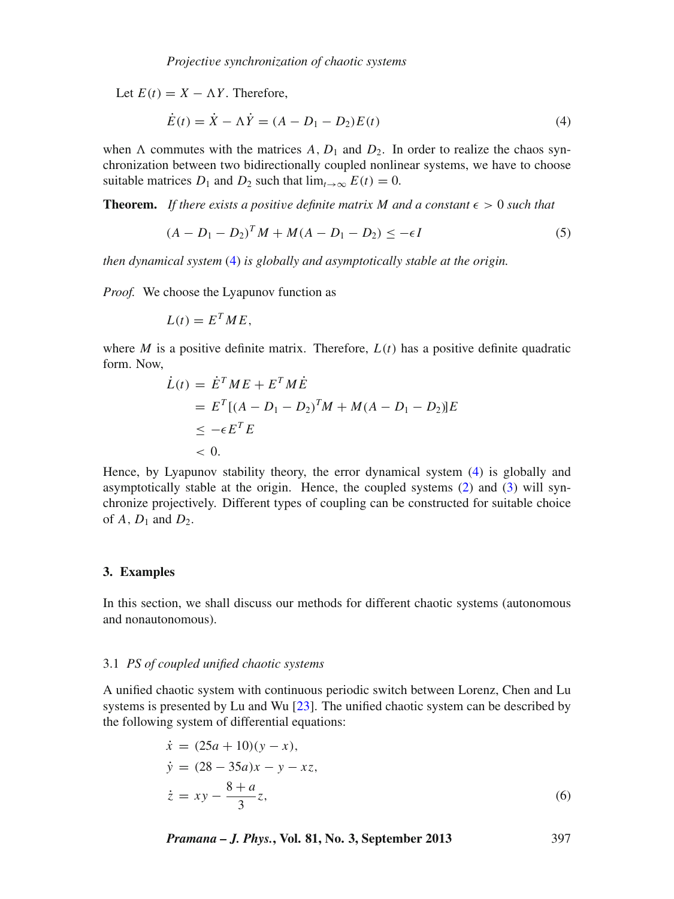Let $E(t) = X - \Lambda Y$. Therefore,

$$\dot{E}(t) = \dot{X} - \Lambda \dot{Y} = (A - D_1 - D_2)E(t) \tag{4}$$

when $\Lambda$ commutes with the matrices $A$, $D_1$ and $D_2$. In order to realize the chaos synchronization between two bidirectionally coupled nonlinear systems, we have to choose suitable matrices $D_1$ and $D_2$ such that $\lim_{t\to\infty} E(t) = 0$.

**Theorem.** *If there exists a positive definite matrix $M$ and a constant $\epsilon > 0$ such that*

$$(A - D_1 - D_2)^T M + M(A - D_1 - D_2) \leq -\epsilon I \tag{5}$$

*then dynamical system (4) is globally and asymptotically stable at the origin.*

*Proof.* We choose the Lyapunov function as

$$L(t) = E^T M E,$$

where $M$ is a positive definite matrix. Therefore, $L(t)$ has a positive definite quadratic form. Now,

$$\begin{aligned}
\dot{L}(t) &= \dot{E}^T M E + E^T M \dot{E} \\
&= E^T [(A - D_1 - D_2)^T M + M(A - D_1 - D_2)] E \\
&\leq -\epsilon E^T E \\
&< 0.
\end{aligned}$$

Hence, by Lyapunov stability theory, the error dynamical system (4) is globally and asymptotically stable at the origin. Hence, the coupled systems (2) and (3) will synchronize projectively. Different types of coupling can be constructed for suitable choice of $A$, $D_1$ and $D_2$.

## 3. Examples

In this section, we shall discuss our methods for different chaotic systems (autonomous and nonautonomous).

### 3.1 *PS of coupled unified chaotic systems*

A unified chaotic system with continuous periodic switch between Lorenz, Chen and Lu systems is presented by Lu and Wu [23]. The unified chaotic system can be described by the following system of differential equations:

$$\begin{aligned}
\dot{x} &= (25a + 10)(y - x), \\
\dot{y} &= (28 - 35a)x - y - xz, \\
\dot{z} &= xy - \frac{8 + a}{3} z,
\end{aligned} \tag{6}$$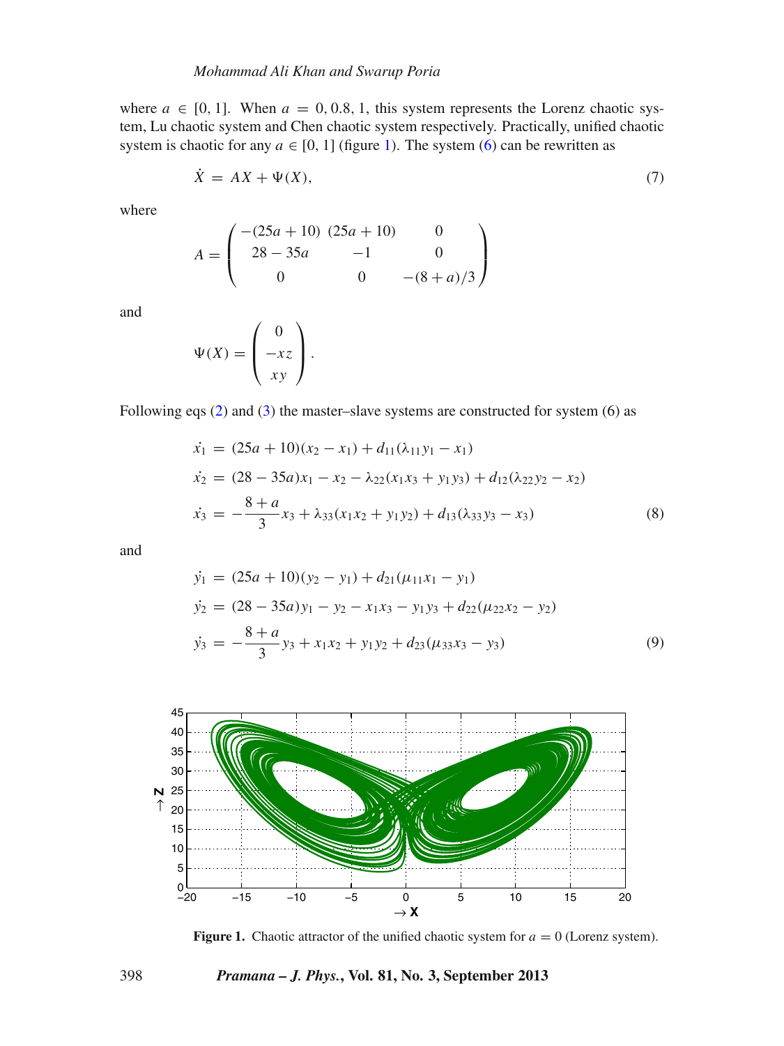where $a \in [0, 1]$. When $a = 0, 0.8, 1$, this system represents the Lorenz chaotic system, Lu chaotic system and Chen chaotic system respectively. Practically, unified chaotic system is chaotic for any $a \in [0, 1]$ (figure 1). The system (6) can be rewritten as

$$\dot{X} = AX + \Psi(X), \tag{7}$$

where

$$A = \begin{pmatrix} -(25a+10) & (25a+10) & 0 \\ 28-35a & -1 & 0 \\ 0 & 0 & -(8+a)/3 \end{pmatrix}$$

and

$$\Psi(X) = \begin{pmatrix} 0 \\ -xz \\ xy \end{pmatrix}.$$

Following eqs (2) and (3) the master–slave systems are constructed for system (6) as

$$\begin{aligned}
\dot{x_1} &= (25a+10)(x_2 - x_1) + d_{11}(\lambda_{11} y_1 - x_1) \\
\dot{x_2} &= (28-35a)x_1 - x_2 - \lambda_{22}(x_1 x_3 + y_1 y_3) + d_{12}(\lambda_{22} y_2 - x_2) \\
\dot{x_3} &= -\frac{8+a}{3} x_3 + \lambda_{33}(x_1 x_2 + y_1 y_2) + d_{13}(\lambda_{33} y_3 - x_3)
\end{aligned} \tag{8}$$

and

$$\begin{aligned}
\dot{y_1} &= (25a+10)(y_2 - y_1) + d_{21}(\mu_{11} x_1 - y_1) \\
\dot{y_2} &= (28-35a)y_1 - y_2 - x_1 x_3 - y_1 y_3 + d_{22}(\mu_{22} x_2 - y_2) \\
\dot{y_3} &= -\frac{8+a}{3} y_3 + x_1 x_2 + y_1 y_2 + d_{23}(\mu_{33} x_3 - y_3)
\end{aligned} \tag{9}$$

**Figure 1.** Chaotic attractor of the unified chaotic system for $a = 0$ (Lorenz system).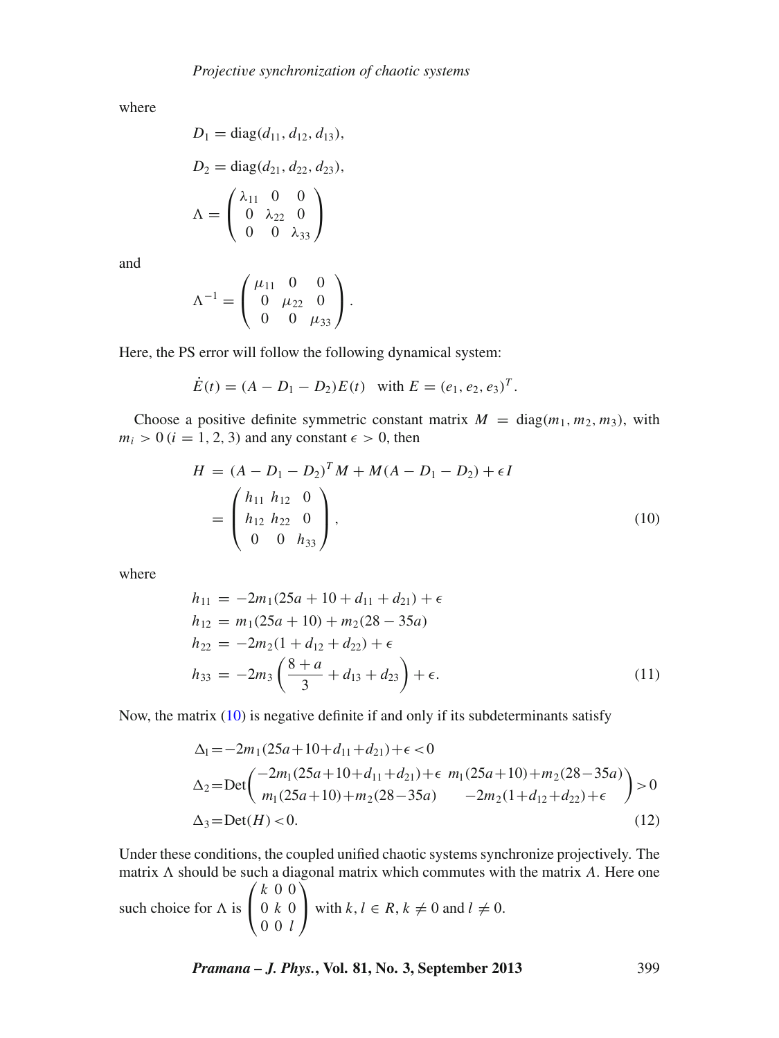where

$$D_1 = \text{diag}(d_{11}, d_{12}, d_{13}),$$

$$D_2 = \text{diag}(d_{21}, d_{22}, d_{23}),$$

$$\Lambda = \begin{pmatrix} \lambda_{11} & 0 & 0 \\ 0 & \lambda_{22} & 0 \\ 0 & 0 & \lambda_{33} \end{pmatrix}$$

and

$$\Lambda^{-1} = \begin{pmatrix} \mu_{11} & 0 & 0 \\ 0 & \mu_{22} & 0 \\ 0 & 0 & \mu_{33} \end{pmatrix}.$$

Here, the PS error will follow the following dynamical system:

$$\dot{E}(t) = (A - D_1 - D_2)E(t) \quad \text{with } E = (e_1, e_2, e_3)^T.$$

Choose a positive definite symmetric constant matrix $M = \text{diag}(m_1, m_2, m_3)$, with $m_i > 0\, (i = 1, 2, 3)$ and any constant $\epsilon > 0$, then

$$H = (A - D_1 - D_2)^T M + M(A - D_1 - D_2) + \epsilon I = \begin{pmatrix} h_{11} & h_{12} & 0 \\ h_{12} & h_{22} & 0 \\ 0 & 0 & h_{33} \end{pmatrix}, \tag{10}$$

where

$$\begin{aligned} h_{11} &= -2m_1(25a + 10 + d_{11} + d_{21}) + \epsilon \\ h_{12} &= m_1(25a + 10) + m_2(28 - 35a) \\ h_{22} &= -2m_2(1 + d_{12} + d_{22}) + \epsilon \\ h_{33} &= -2m_3\left(\frac{8 + a}{3} + d_{13} + d_{23}\right) + \epsilon. \end{aligned} \tag{11}$$

Now, the matrix (10) is negative definite if and only if its subdeterminants satisfy

$$\begin{aligned} \Delta_1 &= -2m_1(25a+10+d_{11}+d_{21})+\epsilon < 0 \\ \Delta_2 &= \text{Det}\begin{pmatrix} -2m_1(25a+10+d_{11}+d_{21})+\epsilon & m_1(25a+10)+m_2(28-35a) \\ m_1(25a+10)+m_2(28-35a) & -2m_2(1+d_{12}+d_{22})+\epsilon \end{pmatrix} > 0 \\ \Delta_3 &= \text{Det}(H) < 0. \end{aligned} \tag{12}$$

Under these conditions, the coupled unified chaotic systems synchronize projectively. The matrix $\Lambda$ should be such a diagonal matrix which commutes with the matrix $A$. Here one such choice for $\Lambda$ is $\begin{pmatrix} k & 0 & 0 \\ 0 & k & 0 \\ 0 & 0 & l \end{pmatrix}$ with $k, l \in R$, $k \neq 0$ and $l \neq 0$.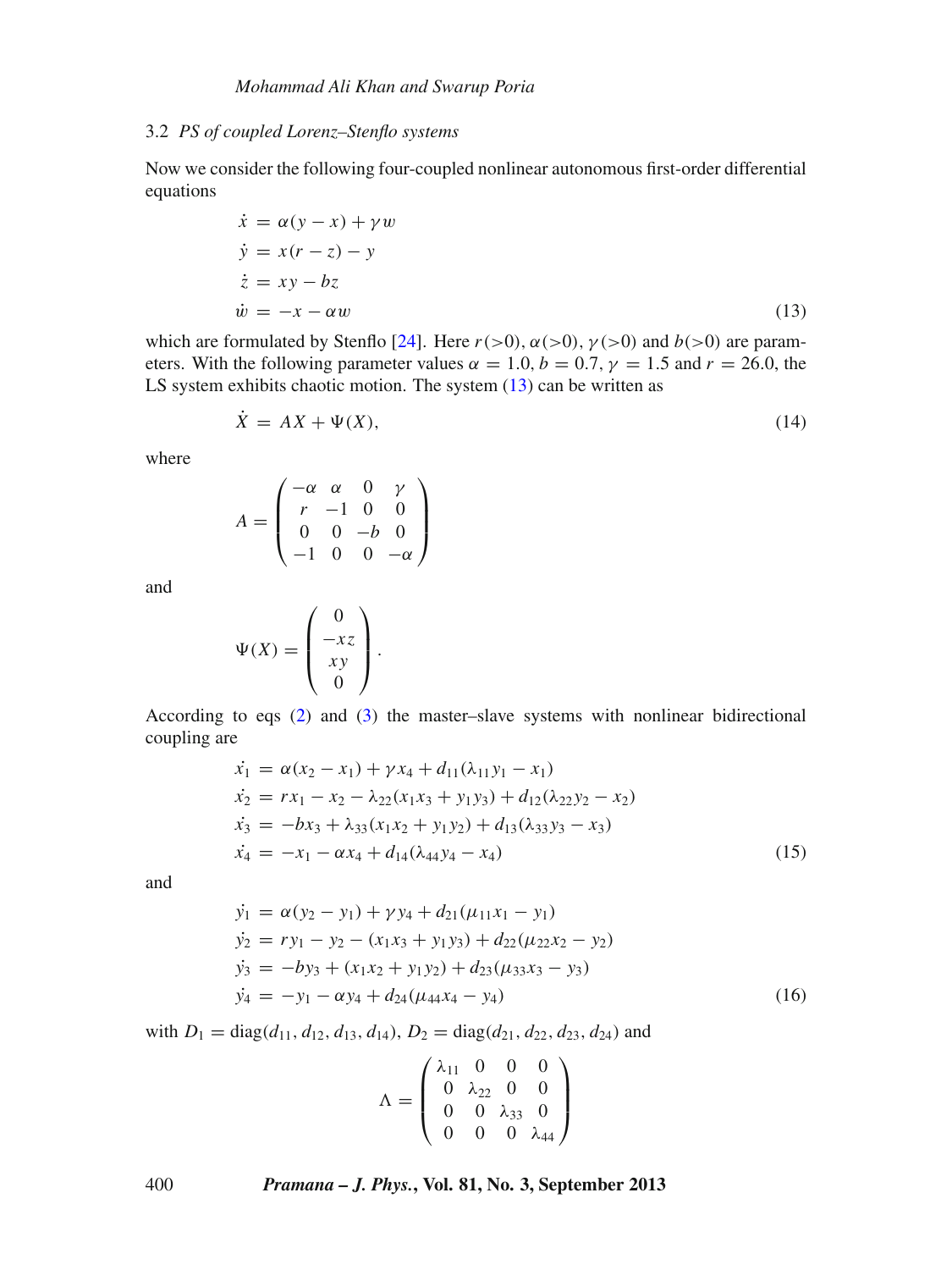### 3.2 *PS of coupled Lorenz–Stenflo systems*

Now we consider the following four-coupled nonlinear autonomous first-order differential equations

$$
\begin{aligned}
\dot{x} &= \alpha(y - x) + \gamma w \\
\dot{y} &= x(r - z) - y \\
\dot{z} &= xy - bz \\
\dot{w} &= -x - \alpha w
\end{aligned}
\tag{13}
$$

which are formulated by Stenflo [24]. Here $r(>0)$, $\alpha(>0)$, $\gamma(>0)$ and $b(>0)$ are parameters. With the following parameter values $\alpha = 1.0$, $b = 0.7$, $\gamma = 1.5$ and $r = 26.0$, the LS system exhibits chaotic motion. The system (13) can be written as

$$
\dot{X} = AX + \Psi(X),
\tag{14}
$$

where

$$
A = \begin{pmatrix} -\alpha & \alpha & 0 & \gamma \\ r & -1 & 0 & 0 \\ 0 & 0 & -b & 0 \\ -1 & 0 & 0 & -\alpha \end{pmatrix}
$$

and

$$
\Psi(X) = \begin{pmatrix} 0 \\ -xz \\ xy \\ 0 \end{pmatrix}.
$$

According to eqs (2) and (3) the master–slave systems with nonlinear bidirectional coupling are

$$
\begin{aligned}
\dot{x_1} &= \alpha(x_2 - x_1) + \gamma x_4 + d_{11}(\lambda_{11} y_1 - x_1) \\
\dot{x_2} &= r x_1 - x_2 - \lambda_{22}(x_1 x_3 + y_1 y_3) + d_{12}(\lambda_{22} y_2 - x_2) \\
\dot{x_3} &= -b x_3 + \lambda_{33}(x_1 x_2 + y_1 y_2) + d_{13}(\lambda_{33} y_3 - x_3) \\
\dot{x_4} &= -x_1 - \alpha x_4 + d_{14}(\lambda_{44} y_4 - x_4)
\end{aligned}
\tag{15}
$$

and

$$
\begin{aligned}
\dot{y_1} &= \alpha(y_2 - y_1) + \gamma y_4 + d_{21}(\mu_{11} x_1 - y_1) \\
\dot{y_2} &= r y_1 - y_2 - (x_1 x_3 + y_1 y_3) + d_{22}(\mu_{22} x_2 - y_2) \\
\dot{y_3} &= -b y_3 + (x_1 x_2 + y_1 y_2) + d_{23}(\mu_{33} x_3 - y_3) \\
\dot{y_4} &= -y_1 - \alpha y_4 + d_{24}(\mu_{44} x_4 - y_4)
\end{aligned}
\tag{16}
$$

with $D_1 = \mathrm{diag}(d_{11}, d_{12}, d_{13}, d_{14})$, $D_2 = \mathrm{diag}(d_{21}, d_{22}, d_{23}, d_{24})$ and

$$
\Lambda = \begin{pmatrix} \lambda_{11} & 0 & 0 & 0 \\ 0 & \lambda_{22} & 0 & 0 \\ 0 & 0 & \lambda_{33} & 0 \\ 0 & 0 & 0 & \lambda_{44} \end{pmatrix}
$$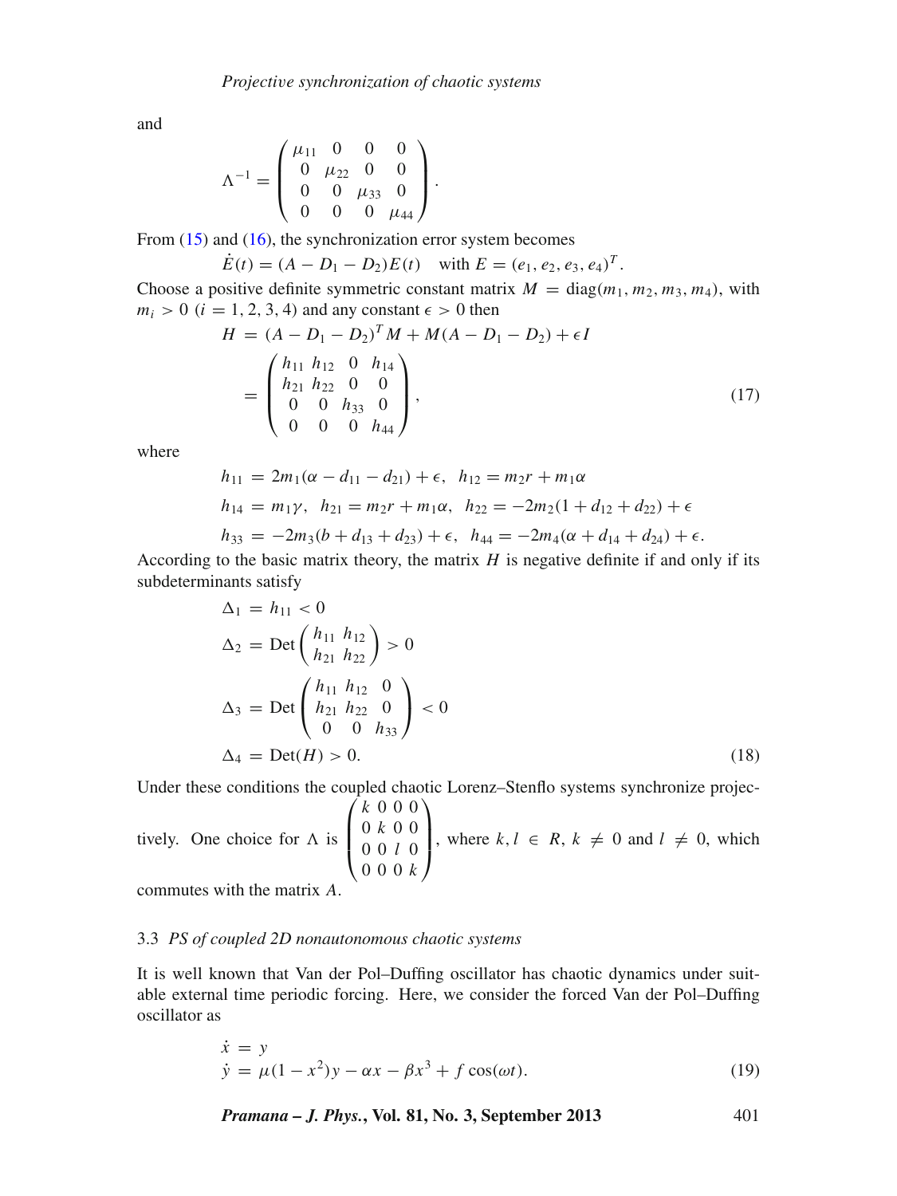and

$$\Lambda^{-1} = \begin{pmatrix} \mu_{11} & 0 & 0 & 0 \\ 0 & \mu_{22} & 0 & 0 \\ 0 & 0 & \mu_{33} & 0 \\ 0 & 0 & 0 & \mu_{44} \end{pmatrix}.$$

From (15) and (16), the synchronization error system becomes

$$\dot{E}(t) = (A - D_1 - D_2)E(t) \quad \text{with } E = (e_1, e_2, e_3, e_4)^T.$$

Choose a positive definite symmetric constant matrix $M = \mathrm{diag}(m_1, m_2, m_3, m_4)$, with $m_i > 0$ $(i = 1, 2, 3, 4)$ and any constant $\epsilon > 0$ then

$$\begin{aligned} H &= (A - D_1 - D_2)^T M + M(A - D_1 - D_2) + \epsilon I \\ &= \begin{pmatrix} h_{11} & h_{12} & 0 & h_{14} \\ h_{21} & h_{22} & 0 & 0 \\ 0 & 0 & h_{33} & 0 \\ 0 & 0 & 0 & h_{44} \end{pmatrix}, \end{aligned} \tag{17}$$

where

$$\begin{aligned} h_{11} &= 2m_1(\alpha - d_{11} - d_{21}) + \epsilon, \quad h_{12} = m_2 r + m_1 \alpha \\ h_{14} &= m_1 \gamma, \quad h_{21} = m_2 r + m_1 \alpha, \quad h_{22} = -2m_2(1 + d_{12} + d_{22}) + \epsilon \\ h_{33} &= -2m_3(b + d_{13} + d_{23}) + \epsilon, \quad h_{44} = -2m_4(\alpha + d_{14} + d_{24}) + \epsilon. \end{aligned}$$

According to the basic matrix theory, the matrix $H$ is negative definite if and only if its subdeterminants satisfy

$$\begin{aligned} \Delta_1 &= h_{11} < 0 \\ \Delta_2 &= \mathrm{Det}\begin{pmatrix} h_{11} & h_{12} \\ h_{21} & h_{22} \end{pmatrix} > 0 \\ \Delta_3 &= \mathrm{Det}\begin{pmatrix} h_{11} & h_{12} & 0 \\ h_{21} & h_{22} & 0 \\ 0 & 0 & h_{33} \end{pmatrix} < 0 \\ \Delta_4 &= \mathrm{Det}(H) > 0. \end{aligned} \tag{18}$$

Under these conditions the coupled chaotic Lorenz–Stenflo systems synchronize projectively. One choice for $\Lambda$ is $\begin{pmatrix} k & 0 & 0 & 0 \\ 0 & k & 0 & 0 \\ 0 & 0 & l & 0 \\ 0 & 0 & 0 & k \end{pmatrix}$, where $k, l \in R$, $k \neq 0$ and $l \neq 0$, which commutes with the matrix $A$.

### 3.3 *PS of coupled 2D nonautonomous chaotic systems*

It is well known that Van der Pol–Duffing oscillator has chaotic dynamics under suitable external time periodic forcing. Here, we consider the forced Van der Pol–Duffing oscillator as

$$\begin{aligned} \dot{x} &= y \\ \dot{y} &= \mu(1 - x^2)y - \alpha x - \beta x^3 + f\cos(\omega t). \end{aligned} \tag{19}$$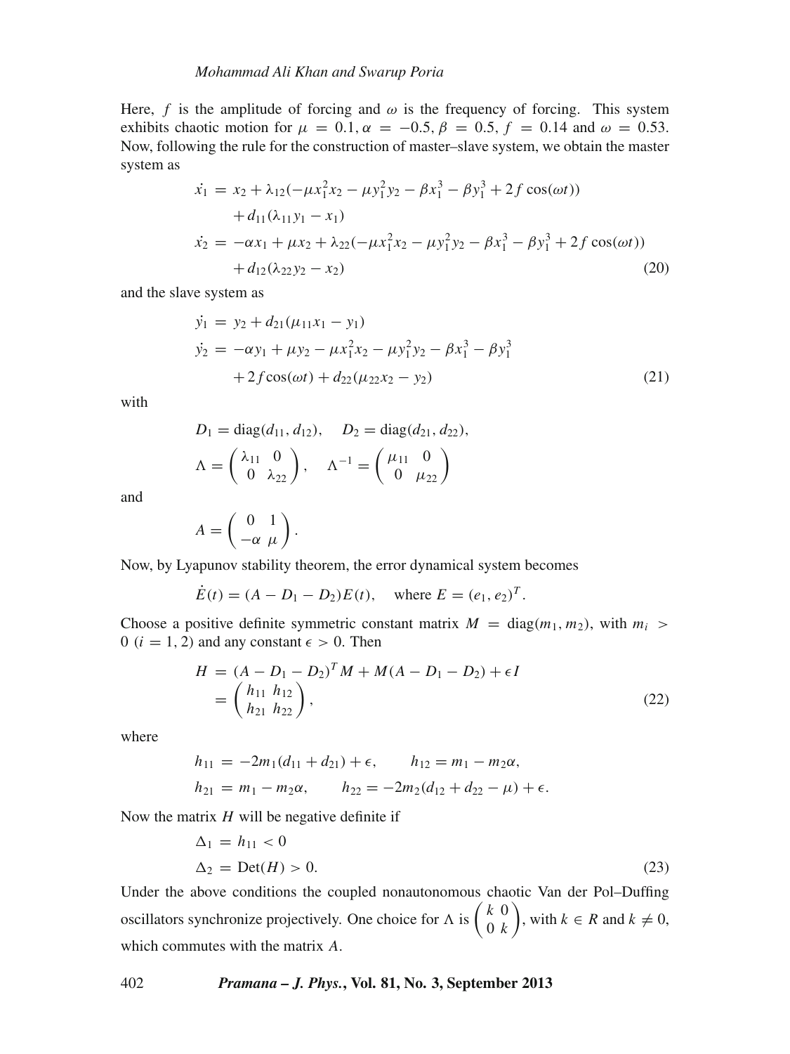Here, $f$ is the amplitude of forcing and $\omega$ is the frequency of forcing. This system exhibits chaotic motion for $\mu = 0.1, \alpha = -0.5, \beta = 0.5, f = 0.14$ and $\omega = 0.53$. Now, following the rule for the construction of master–slave system, we obtain the master system as

$$
\begin{aligned}
\dot{x_1} &= x_2 + \lambda_{12}(-\mu x_1^2 x_2 - \mu y_1^2 y_2 - \beta x_1^3 - \beta y_1^3 + 2f\cos(\omega t)) \\
&\quad + d_{11}(\lambda_{11} y_1 - x_1) \\
\dot{x_2} &= -\alpha x_1 + \mu x_2 + \lambda_{22}(-\mu x_1^2 x_2 - \mu y_1^2 y_2 - \beta x_1^3 - \beta y_1^3 + 2f\cos(\omega t)) \\
&\quad + d_{12}(\lambda_{22} y_2 - x_2)
\end{aligned} \tag{20}
$$

and the slave system as

$$
\begin{aligned}
\dot{y_1} &= y_2 + d_{21}(\mu_{11} x_1 - y_1) \\
\dot{y_2} &= -\alpha y_1 + \mu y_2 - \mu x_1^2 x_2 - \mu y_1^2 y_2 - \beta x_1^3 - \beta y_1^3 \\
&\quad + 2f\cos(\omega t) + d_{22}(\mu_{22} x_2 - y_2)
\end{aligned} \tag{21}
$$

with

$$
D_1 = \mathrm{diag}(d_{11}, d_{12}), \quad D_2 = \mathrm{diag}(d_{21}, d_{22}),
$$

$$
\Lambda = \begin{pmatrix} \lambda_{11} & 0 \\ 0 & \lambda_{22} \end{pmatrix}, \quad \Lambda^{-1} = \begin{pmatrix} \mu_{11} & 0 \\ 0 & \mu_{22} \end{pmatrix}
$$

and

$$
A = \begin{pmatrix} 0 & 1 \\ -\alpha & \mu \end{pmatrix}.
$$

Now, by Lyapunov stability theorem, the error dynamical system becomes

$$
\dot{E}(t) = (A - D_1 - D_2)E(t), \quad \text{where } E = (e_1, e_2)^T.
$$

Choose a positive definite symmetric constant matrix $M = \mathrm{diag}(m_1, m_2)$, with $m_i > 0$ $(i = 1, 2)$ and any constant $\epsilon > 0$. Then

$$
\begin{aligned}
H &= (A - D_1 - D_2)^T M + M(A - D_1 - D_2) + \epsilon I \\
&= \begin{pmatrix} h_{11} & h_{12} \\ h_{21} & h_{22} \end{pmatrix},
\end{aligned} \tag{22}
$$

where

$$
\begin{aligned}
h_{11} &= -2m_1(d_{11} + d_{21}) + \epsilon, \qquad h_{12} = m_1 - m_2\alpha, \\
h_{21} &= m_1 - m_2\alpha, \qquad h_{22} = -2m_2(d_{12} + d_{22} - \mu) + \epsilon.
\end{aligned}
$$

Now the matrix $H$ will be negative definite if

$$
\begin{aligned}
\Delta_1 &= h_{11} < 0 \\
\Delta_2 &= \mathrm{Det}(H) > 0.
\end{aligned} \tag{23}
$$

Under the above conditions the coupled nonautonomous chaotic Van der Pol–Duffing oscillators synchronize projectively. One choice for $\Lambda$ is $\begin{pmatrix} k & 0 \\ 0 & k \end{pmatrix}$, with $k \in R$ and $k \neq 0$, which commutes with the matrix $A$.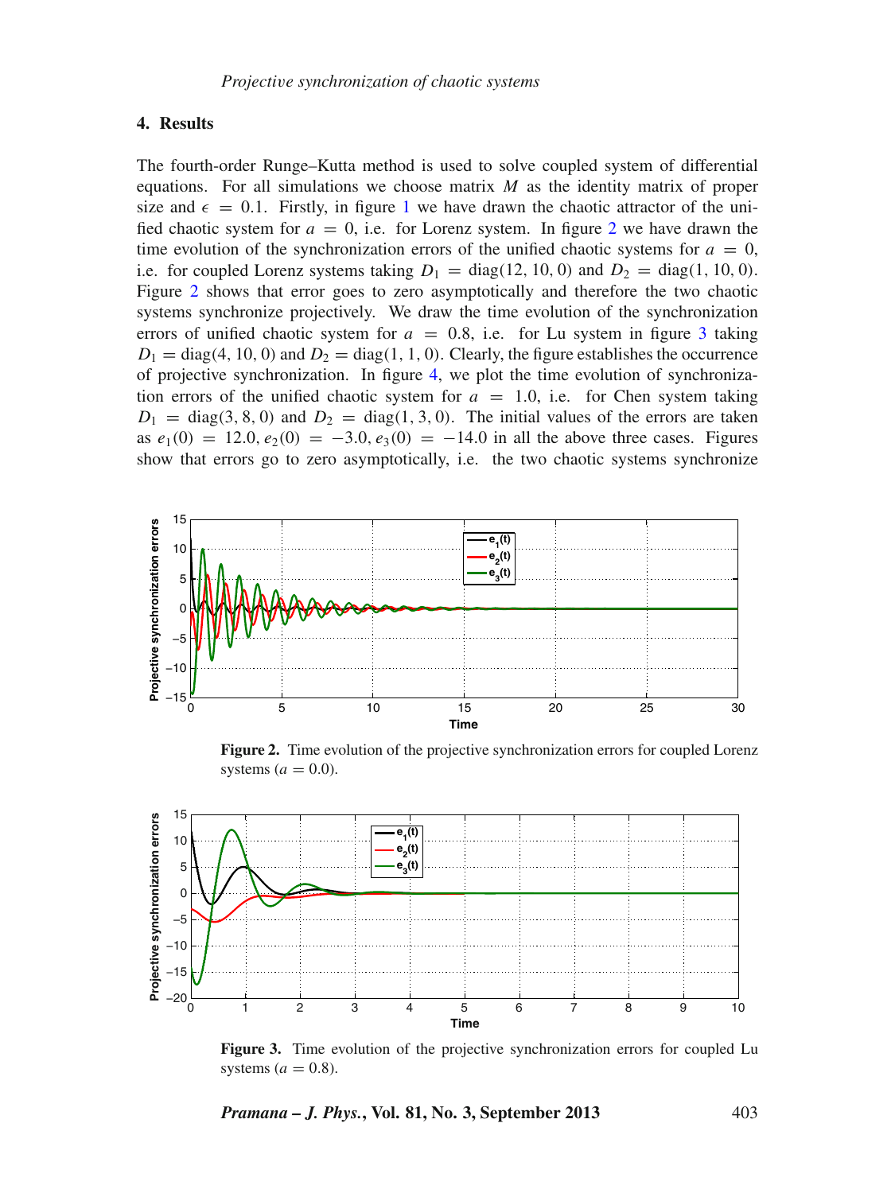## 4. Results

The fourth-order Runge–Kutta method is used to solve coupled system of differential equations. For all simulations we choose matrix $M$ as the identity matrix of proper size and $\epsilon = 0.1$. Firstly, in figure 1 we have drawn the chaotic attractor of the unified chaotic system for $a = 0$, i.e. for Lorenz system. In figure 2 we have drawn the time evolution of the synchronization errors of the unified chaotic systems for $a = 0$, i.e. for coupled Lorenz systems taking $D_1 = \mathrm{diag}(12, 10, 0)$ and $D_2 = \mathrm{diag}(1, 10, 0)$. Figure 2 shows that error goes to zero asymptotically and therefore the two chaotic systems synchronize projectively. We draw the time evolution of the synchronization errors of unified chaotic system for $a = 0.8$, i.e. for Lu system in figure 3 taking $D_1 = \mathrm{diag}(4, 10, 0)$ and $D_2 = \mathrm{diag}(1, 1, 0)$. Clearly, the figure establishes the occurrence of projective synchronization. In figure 4, we plot the time evolution of synchronization errors of the unified chaotic system for $a = 1.0$, i.e. for Chen system taking $D_1 = \mathrm{diag}(3, 8, 0)$ and $D_2 = \mathrm{diag}(1, 3, 0)$. The initial values of the errors are taken as $e_1(0) = 12.0, e_2(0) = -3.0, e_3(0) = -14.0$ in all the above three cases. Figures show that errors go to zero asymptotically, i.e. the two chaotic systems synchronize

**Figure 2.** Time evolution of the projective synchronization errors for coupled Lorenz systems ($a = 0.0$).

**Figure 3.** Time evolution of the projective synchronization errors for coupled Lu systems ($a = 0.8$).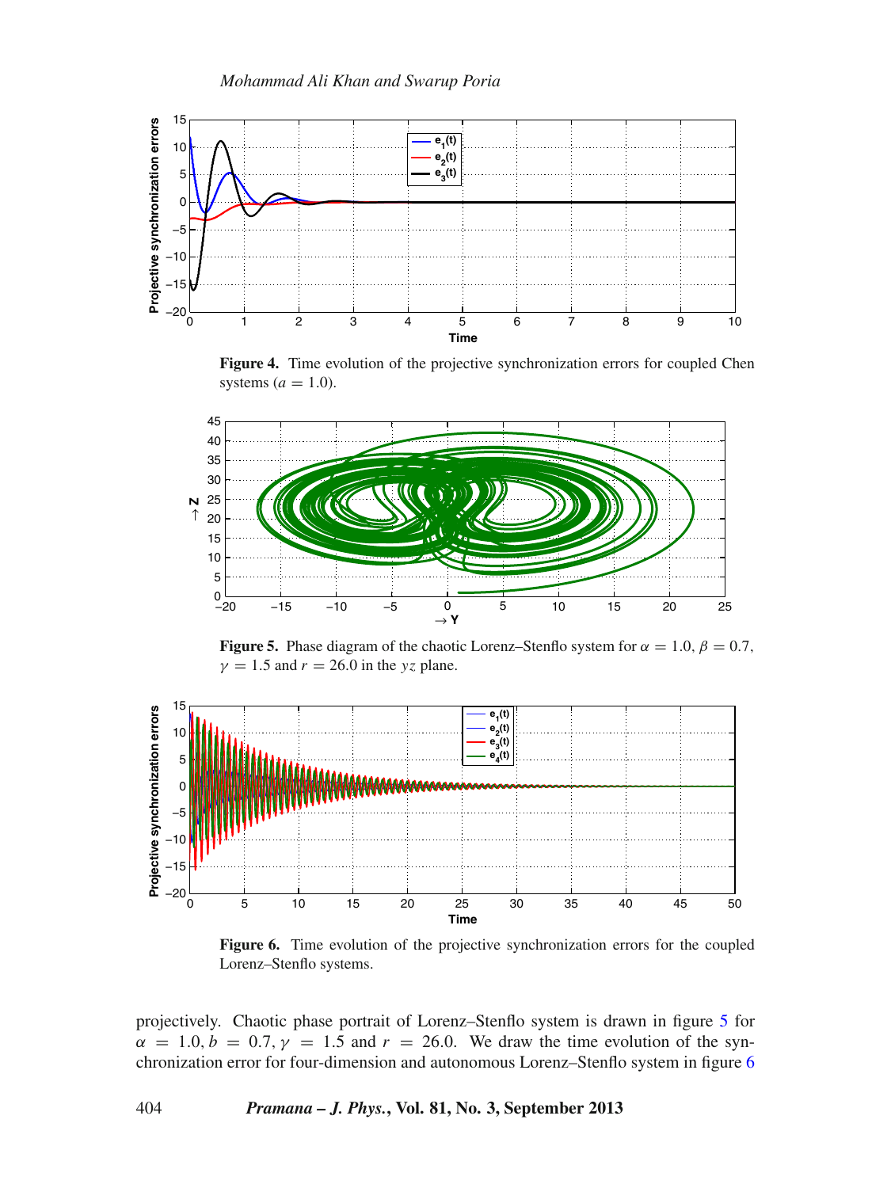**Figure 4.** Time evolution of the projective synchronization errors for coupled Chen systems ($a = 1.0$).

**Figure 5.** Phase diagram of the chaotic Lorenz–Stenflo system for $\alpha = 1.0$, $\beta = 0.7$, $\gamma = 1.5$ and $r = 26.0$ in the $yz$ plane.

**Figure 6.** Time evolution of the projective synchronization errors for the coupled Lorenz–Stenflo systems.

projectively. Chaotic phase portrait of Lorenz–Stenflo system is drawn in figure 5 for $\alpha = 1.0, b = 0.7, \gamma = 1.5$ and $r = 26.0$. We draw the time evolution of the synchronization error for four-dimension and autonomous Lorenz–Stenflo system in figure 6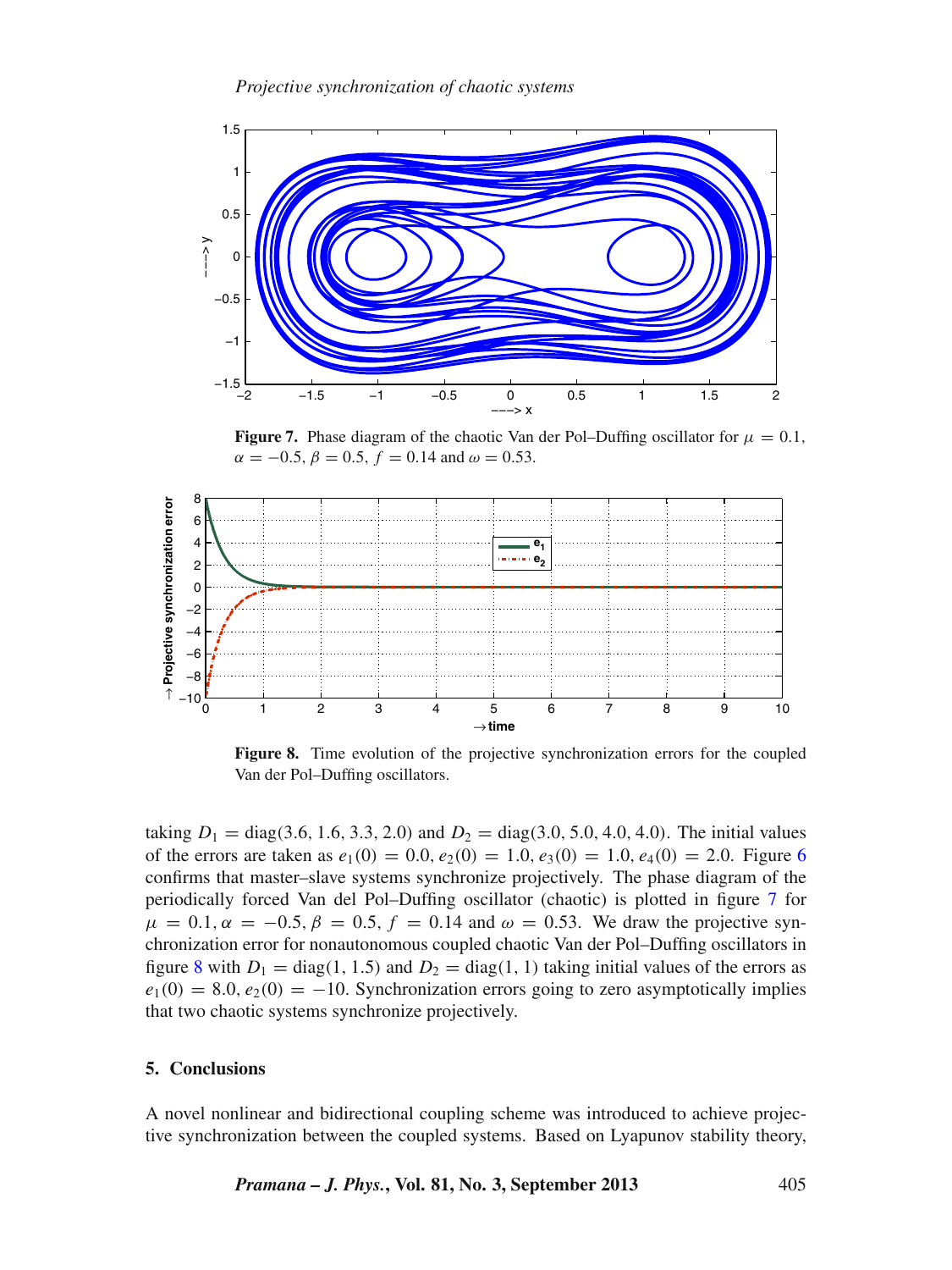**Figure 7.** Phase diagram of the chaotic Van der Pol–Duffing oscillator for $\mu = 0.1$, $\alpha = -0.5$, $\beta = 0.5$, $f = 0.14$ and $\omega = 0.53$.

**Figure 8.** Time evolution of the projective synchronization errors for the coupled Van der Pol–Duffing oscillators.

taking $D_1 = \text{diag}(3.6, 1.6, 3.3, 2.0)$ and $D_2 = \text{diag}(3.0, 5.0, 4.0, 4.0)$. The initial values of the errors are taken as $e_1(0) = 0.0$, $e_2(0) = 1.0$, $e_3(0) = 1.0$, $e_4(0) = 2.0$. Figure 6 confirms that master–slave systems synchronize projectively. The phase diagram of the periodically forced Van del Pol–Duffing oscillator (chaotic) is plotted in figure 7 for $\mu = 0.1$, $\alpha = -0.5$, $\beta = 0.5$, $f = 0.14$ and $\omega = 0.53$. We draw the projective synchronization error for nonautonomous coupled chaotic Van der Pol–Duffing oscillators in figure 8 with $D_1 = \text{diag}(1, 1.5)$ and $D_2 = \text{diag}(1, 1)$ taking initial values of the errors as $e_1(0) = 8.0$, $e_2(0) = -10$. Synchronization errors going to zero asymptotically implies that two chaotic systems synchronize projectively.

## 5. Conclusions

A novel nonlinear and bidirectional coupling scheme was introduced to achieve projective synchronization between the coupled systems. Based on Lyapunov stability theory,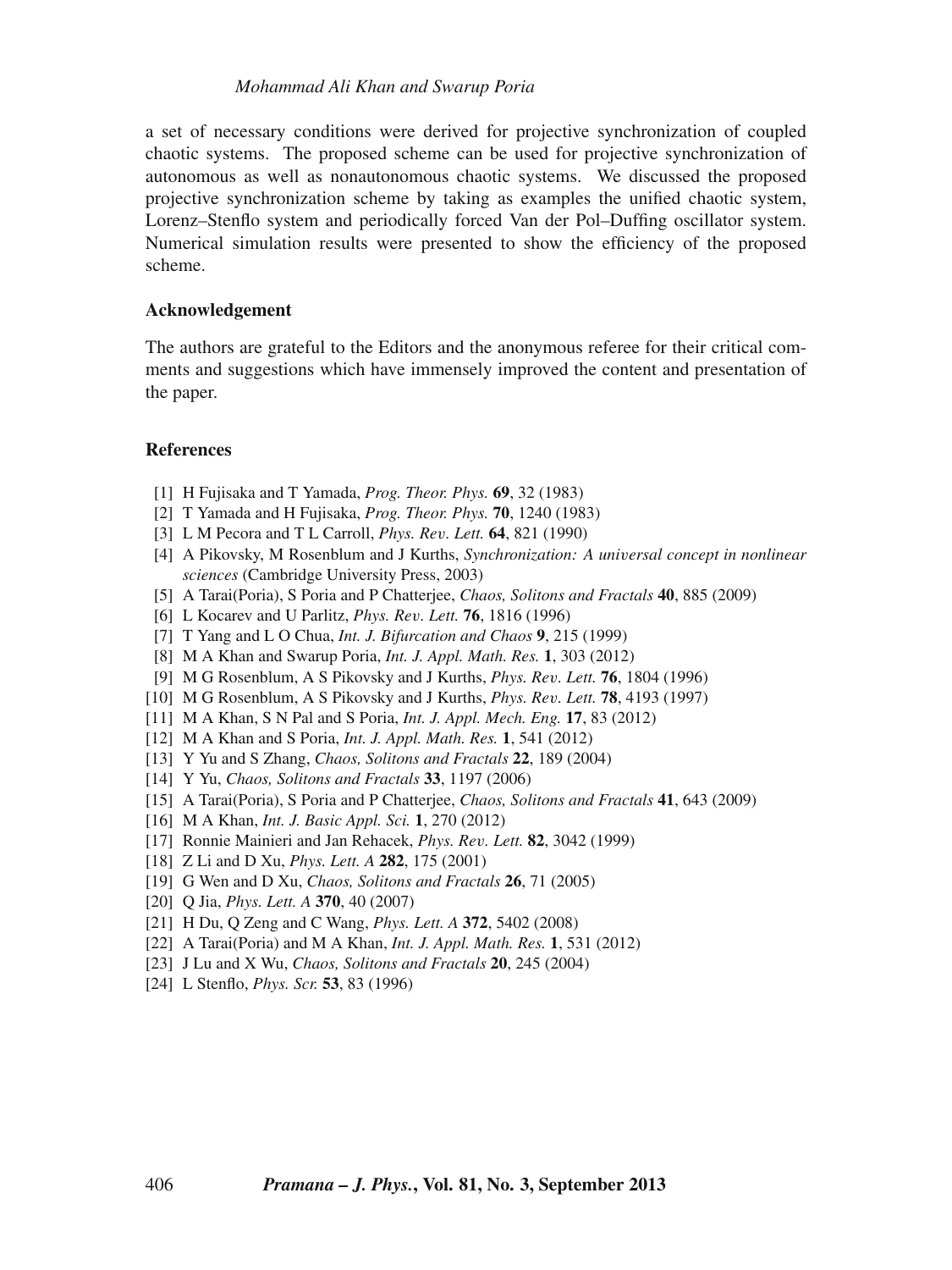a set of necessary conditions were derived for projective synchronization of coupled chaotic systems. The proposed scheme can be used for projective synchronization of autonomous as well as nonautonomous chaotic systems. We discussed the proposed projective synchronization scheme by taking as examples the unified chaotic system, Lorenz–Stenflo system and periodically forced Van der Pol–Duffing oscillator system. Numerical simulation results were presented to show the efficiency of the proposed scheme.

## Acknowledgement

The authors are grateful to the Editors and the anonymous referee for their critical comments and suggestions which have immensely improved the content and presentation of the paper.

## References

[1] H Fujisaka and T Yamada, *Prog. Theor. Phys.* **69**, 32 (1983)
[2] T Yamada and H Fujisaka, *Prog. Theor. Phys.* **70**, 1240 (1983)
[3] L M Pecora and T L Carroll, *Phys. Rev. Lett.* **64**, 821 (1990)
[4] A Pikovsky, M Rosenblum and J Kurths, *Synchronization: A universal concept in nonlinear sciences* (Cambridge University Press, 2003)
[5] A Tarai(Poria), S Poria and P Chatterjee, *Chaos, Solitons and Fractals* **40**, 885 (2009)
[6] L Kocarev and U Parlitz, *Phys. Rev. Lett.* **76**, 1816 (1996)
[7] T Yang and L O Chua, *Int. J. Bifurcation and Chaos* **9**, 215 (1999)
[8] M A Khan and Swarup Poria, *Int. J. Appl. Math. Res.* **1**, 303 (2012)
[9] M G Rosenblum, A S Pikovsky and J Kurths, *Phys. Rev. Lett.* **76**, 1804 (1996)
[10] M G Rosenblum, A S Pikovsky and J Kurths, *Phys. Rev. Lett.* **78**, 4193 (1997)
[11] M A Khan, S N Pal and S Poria, *Int. J. Appl. Mech. Eng.* **17**, 83 (2012)
[12] M A Khan and S Poria, *Int. J. Appl. Math. Res.* **1**, 541 (2012)
[13] Y Yu and S Zhang, *Chaos, Solitons and Fractals* **22**, 189 (2004)
[14] Y Yu, *Chaos, Solitons and Fractals* **33**, 1197 (2006)
[15] A Tarai(Poria), S Poria and P Chatterjee, *Chaos, Solitons and Fractals* **41**, 643 (2009)
[16] M A Khan, *Int. J. Basic Appl. Sci.* **1**, 270 (2012)
[17] Ronnie Mainieri and Jan Rehacek, *Phys. Rev. Lett.* **82**, 3042 (1999)
[18] Z Li and D Xu, *Phys. Lett. A* **282**, 175 (2001)
[19] G Wen and D Xu, *Chaos, Solitons and Fractals* **26**, 71 (2005)
[20] Q Jia, *Phys. Lett. A* **370**, 40 (2007)
[21] H Du, Q Zeng and C Wang, *Phys. Lett. A* **372**, 5402 (2008)
[22] A Tarai(Poria) and M A Khan, *Int. J. Appl. Math. Res.* **1**, 531 (2012)
[23] J Lu and X Wu, *Chaos, Solitons and Fractals* **20**, 245 (2004)
[24] L Stenflo, *Phys. Scr.* **53**, 83 (1996)